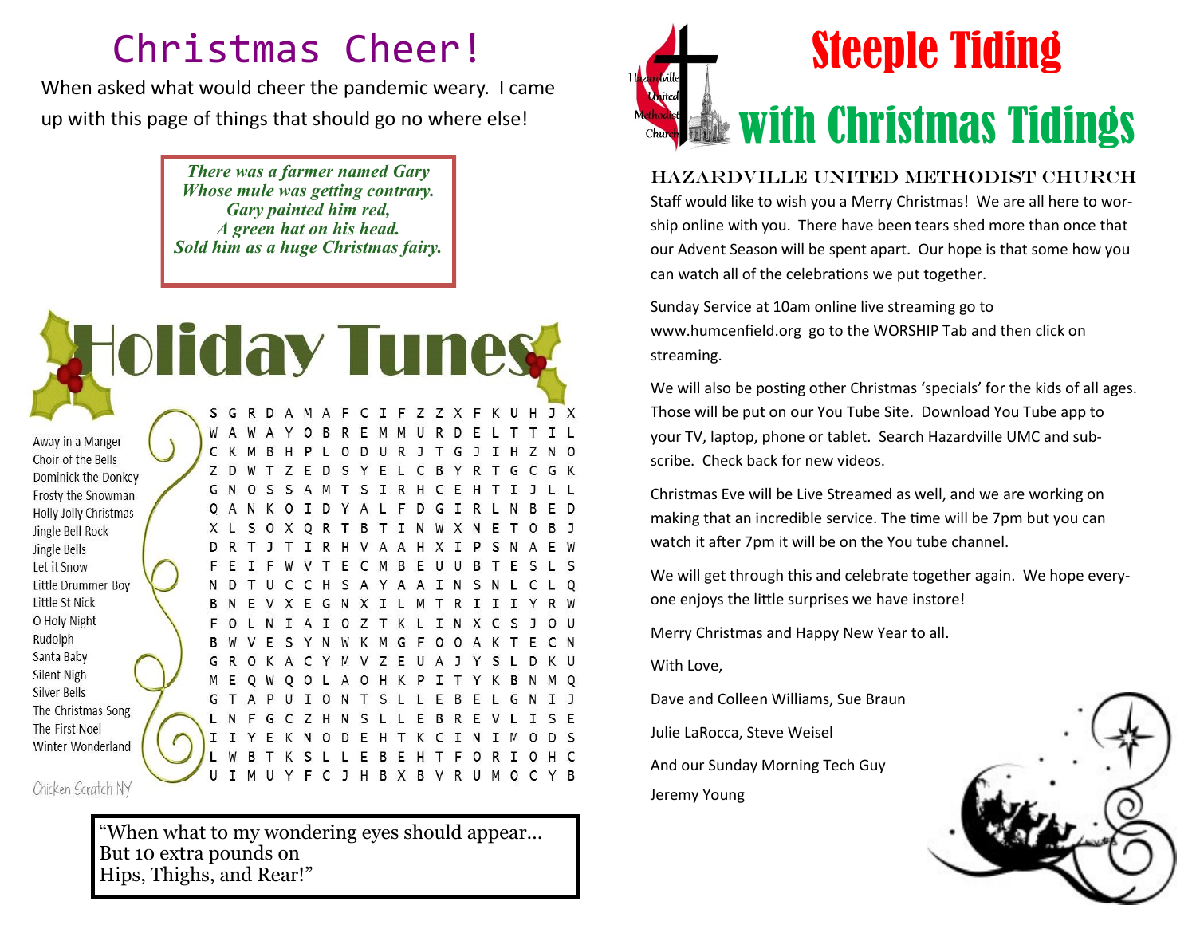# Christmas Cheer!

When asked what would cheer the pandemic weary. I came up with this page of things that should go no where else!

> *There was a farmer named Gary*
> *Whose mule was getting contrary.*
> *Gary painted him red,*
> *A green hat on his head.*
> *Sold him as a huge Christmas fairy.*

## Holiday Tunes

- Away in a Manger
- Choir of the Bells
- Dominick the Donkey
- Frosty the Snowman
- Holly Jolly Christmas
- Jingle Bell Rock
- Jingle Bells
- Let it Snow
- Little Drummer Boy
- Little St Nick
- O Holy Night
- Rudolph
- Santa Baby
- Silent Nigh
- Silver Bells
- The Christmas Song
- The First Noel
- Winter Wonderland

Chicken Scratch NY

```
S G R D A M A F C I F Z Z X F K U H J X
W A W A Y O B R E M M U R D E L T T I L
C K M B H P L O D U R J T G J I H Z N O
Z D W T Z E D S Y E L C B Y R T G C G K
G N O S S A M T S I R H C E H T I J L L
Q A N K O I D Y A L F D G I R L N B E D
X L S O X Q R T B T I N W X N E T O B J
D R T J T I R H V A A H X I P S N A E W
F E I F W V T E C M B E U U B T E S L S
N D T U C C H S A Y A A I N S N L C L Q
B N E V X E G N X I L M T R I I I Y R W
F O L N I A I O Z T K L I N X C S J O U
B W V E S Y N W K M G F O O A K T E C N
G R O K A C Y M V Z E U A J Y S L D K U
M E Q W Q O L A O H K P I T Y K B N M Q
G T A P U I O N T S L L E B E L G N I J
L N F G C Z H N S L L E B R E V L I S E
I I Y E K N O D E H T K C I N I M O D S
L W B T K S L L E B E H T F O R I O H C
U I M U Y F C J H B X B V R U M Q C Y B
```

"When what to my wondering eyes should appear…
But 10 extra pounds on
Hips, Thighs, and Rear!"

# Steeple Tiding with Christmas Tidings

Hazardville United Methodist Church

## HAZARDVILLE UNITED METHODIST CHURCH

Staff would like to wish you a Merry Christmas! We are all here to worship online with you. There have been tears shed more than once that our Advent Season will be spent apart. Our hope is that some how you can watch all of the celebrations we put together.

Sunday Service at 10am online live streaming go to www.humcenfield.org go to the WORSHIP Tab and then click on streaming.

We will also be posting other Christmas 'specials' for the kids of all ages. Those will be put on our You Tube Site. Download You Tube app to your TV, laptop, phone or tablet. Search Hazardville UMC and subscribe. Check back for new videos.

Christmas Eve will be Live Streamed as well, and we are working on making that an incredible service. The time will be 7pm but you can watch it after 7pm it will be on the You tube channel.

We will get through this and celebrate together again. We hope everyone enjoys the little surprises we have instore!

Merry Christmas and Happy New Year to all.

With Love,

Dave and Colleen Williams, Sue Braun

Julie LaRocca, Steve Weisel

And our Sunday Morning Tech Guy

Jeremy Young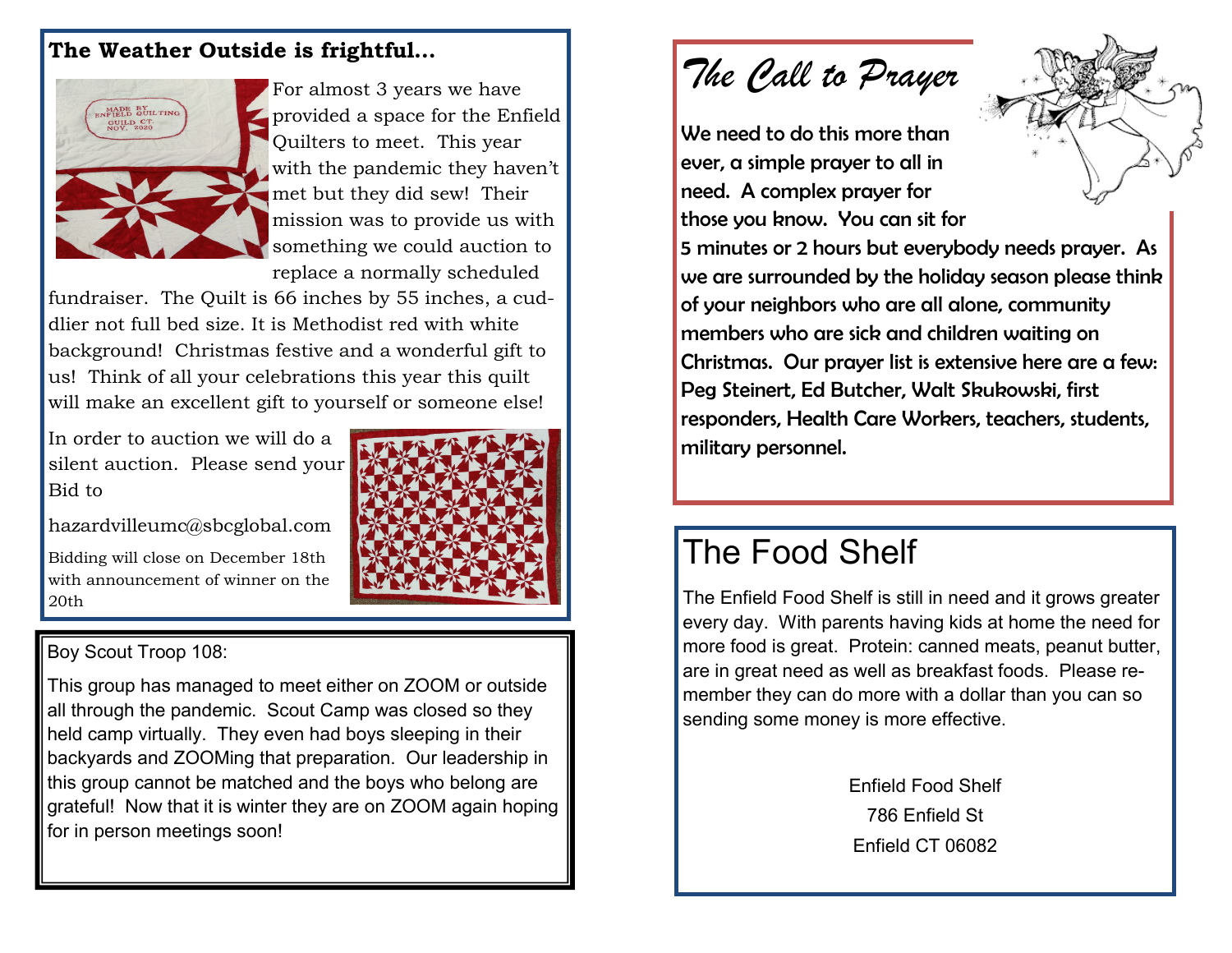## The Weather Outside is frightful…

For almost 3 years we have provided a space for the Enfield Quilters to meet. This year with the pandemic they haven't met but they did sew! Their mission was to provide us with something we could auction to replace a normally scheduled fundraiser. The Quilt is 66 inches by 55 inches, a cuddlier not full bed size. It is Methodist red with white background! Christmas festive and a wonderful gift to us! Think of all your celebrations this year this quilt will make an excellent gift to yourself or someone else!

In order to auction we will do a silent auction. Please send your Bid to

hazardvilleumc@sbcglobal.com

Bidding will close on December 18th with announcement of winner on the 20th

Boy Scout Troop 108:

This group has managed to meet either on ZOOM or outside all through the pandemic. Scout Camp was closed so they held camp virtually. They even had boys sleeping in their backyards and ZOOMing that preparation. Our leadership in this group cannot be matched and the boys who belong are grateful! Now that it is winter they are on ZOOM again hoping for in person meetings soon!

## *The Call to Prayer*

We need to do this more than ever, a simple prayer to all in need. A complex prayer for those you know. You can sit for 5 minutes or 2 hours but everybody needs prayer. As we are surrounded by the holiday season please think of your neighbors who are all alone, community members who are sick and children waiting on Christmas. Our prayer list is extensive here are a few: Peg Steinert, Ed Butcher, Walt Skukowski, first responders, Health Care Workers, teachers, students, military personnel.

## The Food Shelf

The Enfield Food Shelf is still in need and it grows greater every day. With parents having kids at home the need for more food is great. Protein: canned meats, peanut butter, are in great need as well as breakfast foods. Please remember they can do more with a dollar than you can so sending some money is more effective.

Enfield Food Shelf
786 Enfield St
Enfield CT 06082